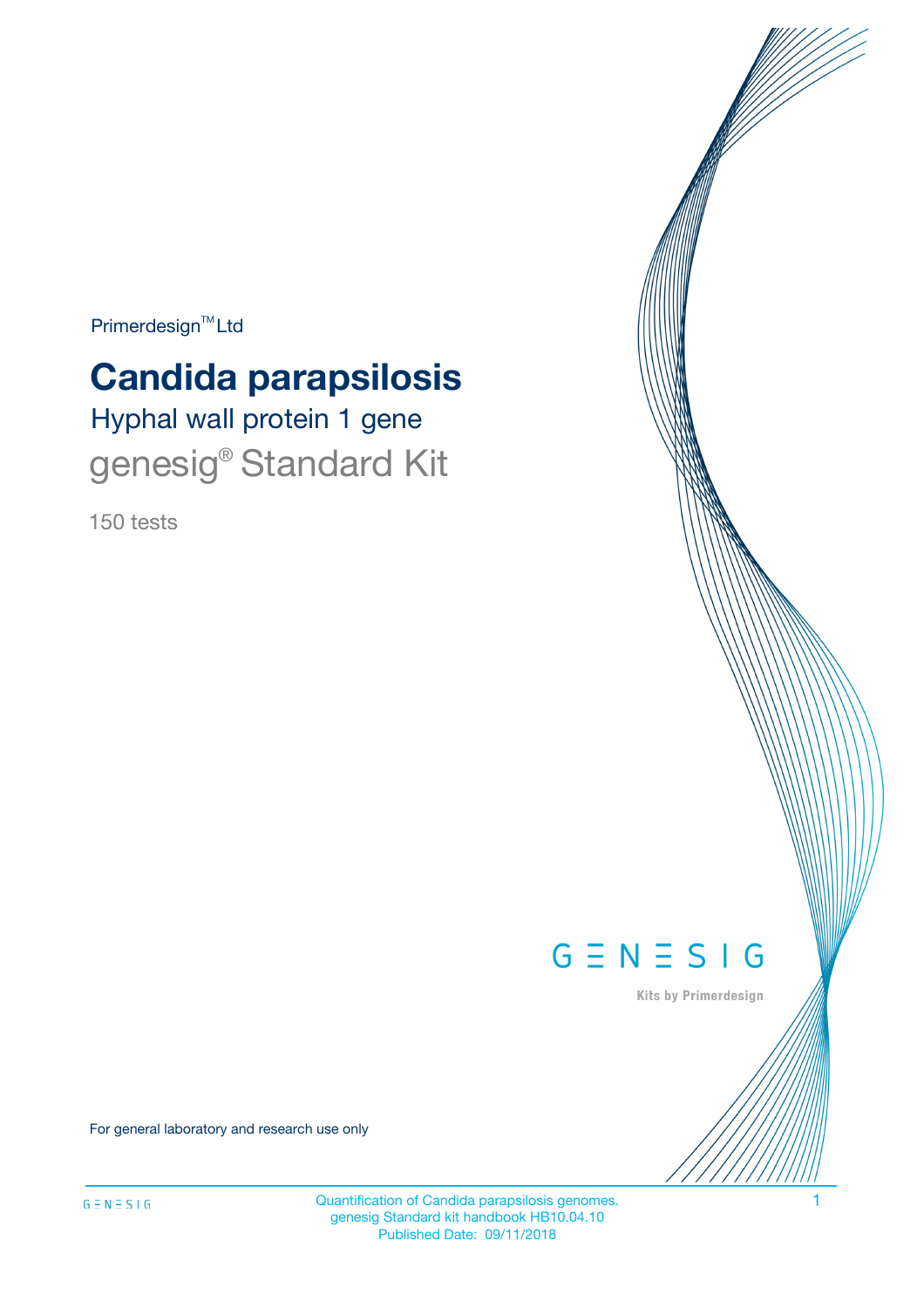Primerdesign™ Ltd

# Candida parapsilosis

## Hyphal wall protein 1 gene

genesig® Standard Kit

150 tests

GENESIG

Kits by Primerdesign

For general laboratory and research use only

Quantification of Candida parapsilosis genomes.
genesig Standard kit handbook HB10.04.10
Published Date: 09/11/2018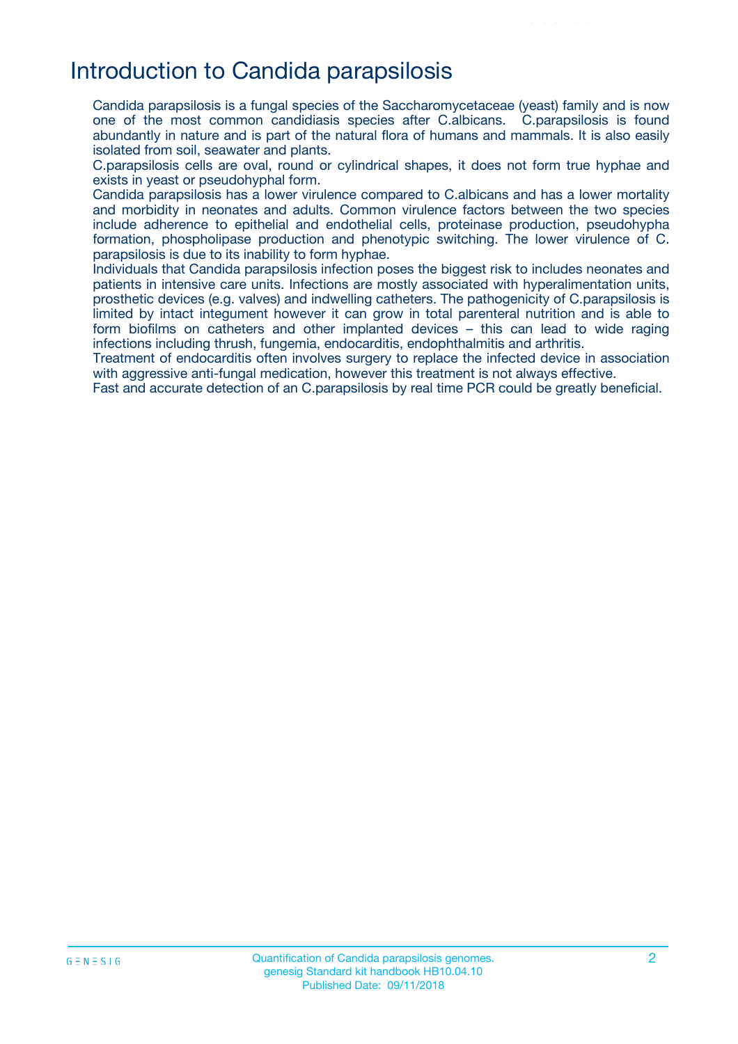# Introduction to Candida parapsilosis

Candida parapsilosis is a fungal species of the Saccharomycetaceae (yeast) family and is now one of the most common candidiasis species after C.albicans. C.parapsilosis is found abundantly in nature and is part of the natural flora of humans and mammals. It is also easily isolated from soil, seawater and plants.

C.parapsilosis cells are oval, round or cylindrical shapes, it does not form true hyphae and exists in yeast or pseudohyphal form.

Candida parapsilosis has a lower virulence compared to C.albicans and has a lower mortality and morbidity in neonates and adults. Common virulence factors between the two species include adherence to epithelial and endothelial cells, proteinase production, pseudohypha formation, phospholipase production and phenotypic switching. The lower virulence of C. parapsilosis is due to its inability to form hyphae.

Individuals that Candida parapsilosis infection poses the biggest risk to includes neonates and patients in intensive care units. Infections are mostly associated with hyperalimentation units, prosthetic devices (e.g. valves) and indwelling catheters. The pathogenicity of C.parapsilosis is limited by intact integument however it can grow in total parenteral nutrition and is able to form biofilms on catheters and other implanted devices – this can lead to wide raging infections including thrush, fungemia, endocarditis, endophthalmitis and arthritis.

Treatment of endocarditis often involves surgery to replace the infected device in association with aggressive anti-fungal medication, however this treatment is not always effective.

Fast and accurate detection of an C.parapsilosis by real time PCR could be greatly beneficial.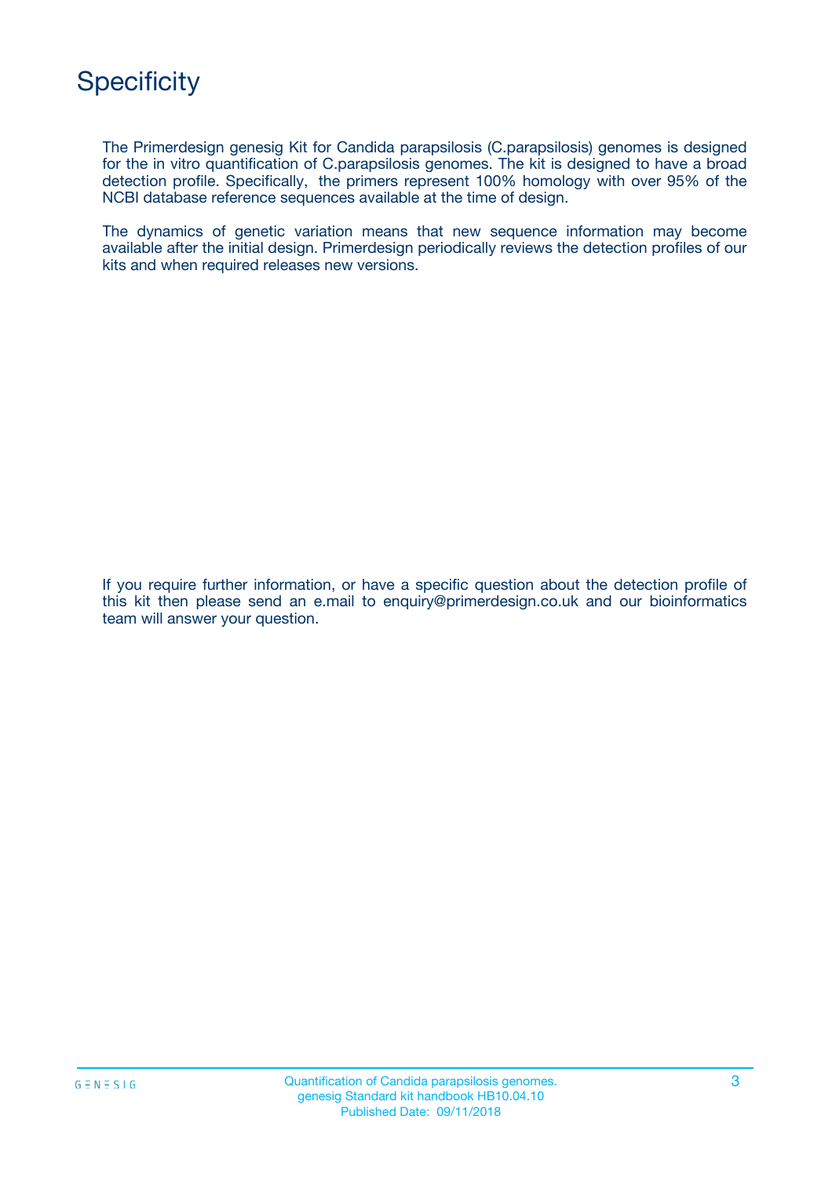# Specificity

The Primerdesign genesig Kit for Candida parapsilosis (C.parapsilosis) genomes is designed for the in vitro quantification of C.parapsilosis genomes. The kit is designed to have a broad detection profile. Specifically, the primers represent 100% homology with over 95% of the NCBI database reference sequences available at the time of design.

The dynamics of genetic variation means that new sequence information may become available after the initial design. Primerdesign periodically reviews the detection profiles of our kits and when required releases new versions.

If you require further information, or have a specific question about the detection profile of this kit then please send an e.mail to enquiry@primerdesign.co.uk and our bioinformatics team will answer your question.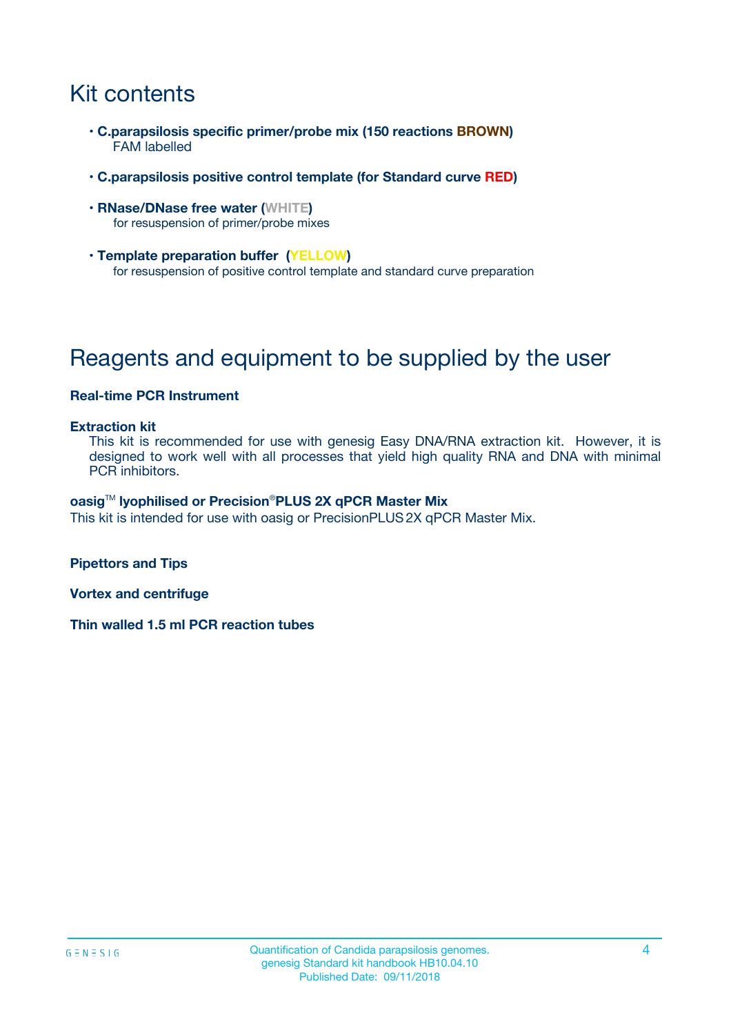# Kit contents

- **C.parapsilosis specific primer/probe mix (150 reactions BROWN)**
  FAM labelled

- **C.parapsilosis positive control template (for Standard curve RED)**

- **RNase/DNase free water (WHITE)**
  for resuspension of primer/probe mixes

- **Template preparation buffer (YELLOW)**
  for resuspension of positive control template and standard curve preparation

# Reagents and equipment to be supplied by the user

**Real-time PCR Instrument**

**Extraction kit**

This kit is recommended for use with genesig Easy DNA/RNA extraction kit. However, it is designed to work well with all processes that yield high quality RNA and DNA with minimal PCR inhibitors.

**oasig™ lyophilised or Precision®PLUS 2X qPCR Master Mix**

This kit is intended for use with oasig or PrecisionPLUS 2X qPCR Master Mix.

**Pipettors and Tips**

**Vortex and centrifuge**

**Thin walled 1.5 ml PCR reaction tubes**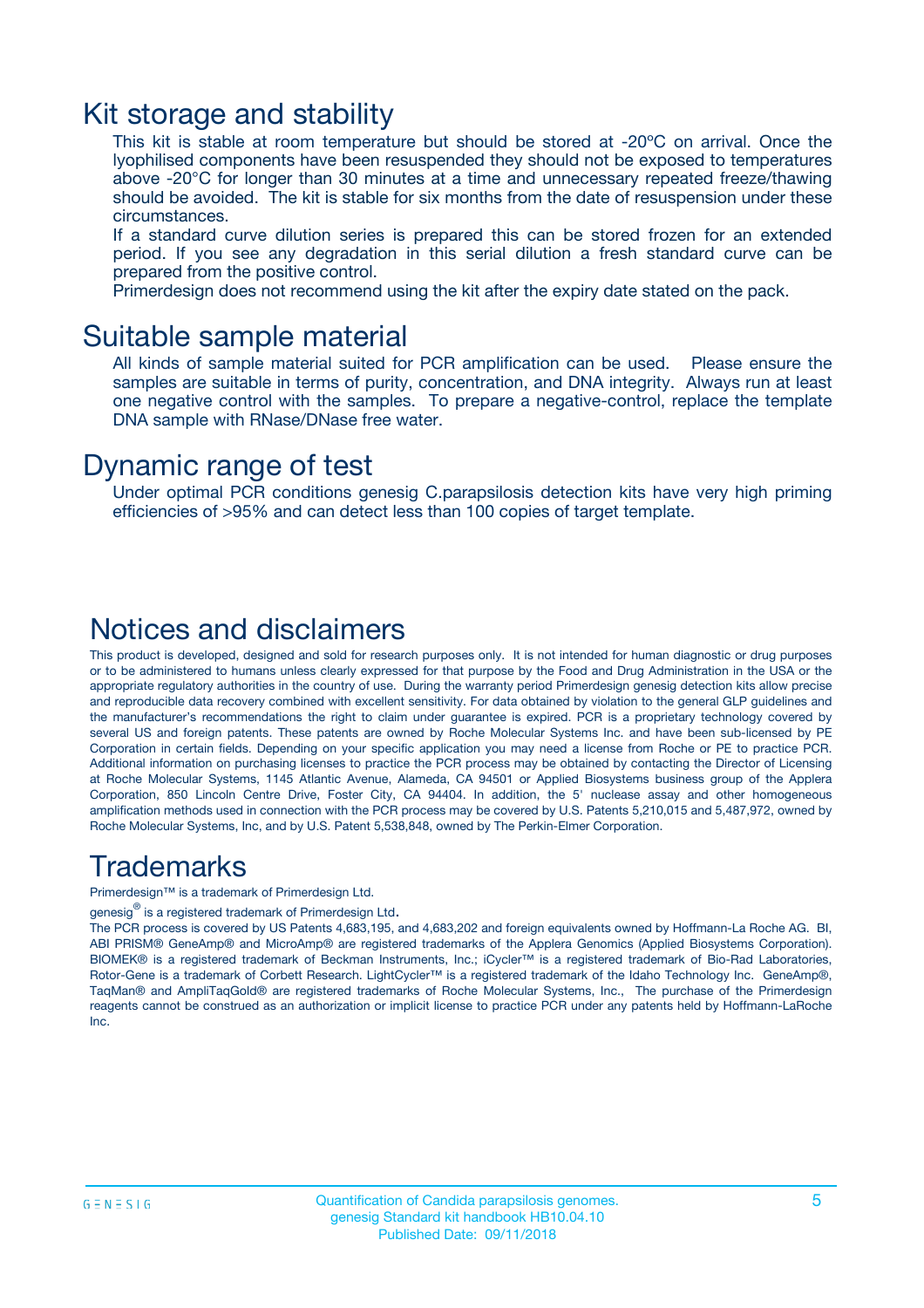# Kit storage and stability

This kit is stable at room temperature but should be stored at -20ºC on arrival. Once the lyophilised components have been resuspended they should not be exposed to temperatures above -20°C for longer than 30 minutes at a time and unnecessary repeated freeze/thawing should be avoided. The kit is stable for six months from the date of resuspension under these circumstances.

If a standard curve dilution series is prepared this can be stored frozen for an extended period. If you see any degradation in this serial dilution a fresh standard curve can be prepared from the positive control.

Primerdesign does not recommend using the kit after the expiry date stated on the pack.

# Suitable sample material

All kinds of sample material suited for PCR amplification can be used. Please ensure the samples are suitable in terms of purity, concentration, and DNA integrity. Always run at least one negative control with the samples. To prepare a negative-control, replace the template DNA sample with RNase/DNase free water.

# Dynamic range of test

Under optimal PCR conditions genesig C.parapsilosis detection kits have very high priming efficiencies of >95% and can detect less than 100 copies of target template.

# Notices and disclaimers

This product is developed, designed and sold for research purposes only. It is not intended for human diagnostic or drug purposes or to be administered to humans unless clearly expressed for that purpose by the Food and Drug Administration in the USA or the appropriate regulatory authorities in the country of use. During the warranty period Primerdesign genesig detection kits allow precise and reproducible data recovery combined with excellent sensitivity. For data obtained by violation to the general GLP guidelines and the manufacturer's recommendations the right to claim under guarantee is expired. PCR is a proprietary technology covered by several US and foreign patents. These patents are owned by Roche Molecular Systems Inc. and have been sub-licensed by PE Corporation in certain fields. Depending on your specific application you may need a license from Roche or PE to practice PCR. Additional information on purchasing licenses to practice the PCR process may be obtained by contacting the Director of Licensing at Roche Molecular Systems, 1145 Atlantic Avenue, Alameda, CA 94501 or Applied Biosystems business group of the Applera Corporation, 850 Lincoln Centre Drive, Foster City, CA 94404. In addition, the 5' nuclease assay and other homogeneous amplification methods used in connection with the PCR process may be covered by U.S. Patents 5,210,015 and 5,487,972, owned by Roche Molecular Systems, Inc, and by U.S. Patent 5,538,848, owned by The Perkin-Elmer Corporation.

# Trademarks

Primerdesign™ is a trademark of Primerdesign Ltd.

genesig® is a registered trademark of Primerdesign Ltd.

The PCR process is covered by US Patents 4,683,195, and 4,683,202 and foreign equivalents owned by Hoffmann-La Roche AG. BI, ABI PRISM® GeneAmp® and MicroAmp® are registered trademarks of the Applera Genomics (Applied Biosystems Corporation). BIOMEK® is a registered trademark of Beckman Instruments, Inc.; iCycler™ is a registered trademark of Bio-Rad Laboratories, Rotor-Gene is a trademark of Corbett Research. LightCycler™ is a registered trademark of the Idaho Technology Inc. GeneAmp®, TaqMan® and AmpliTaqGold® are registered trademarks of Roche Molecular Systems, Inc., The purchase of the Primerdesign reagents cannot be construed as an authorization or implicit license to practice PCR under any patents held by Hoffmann-LaRoche Inc.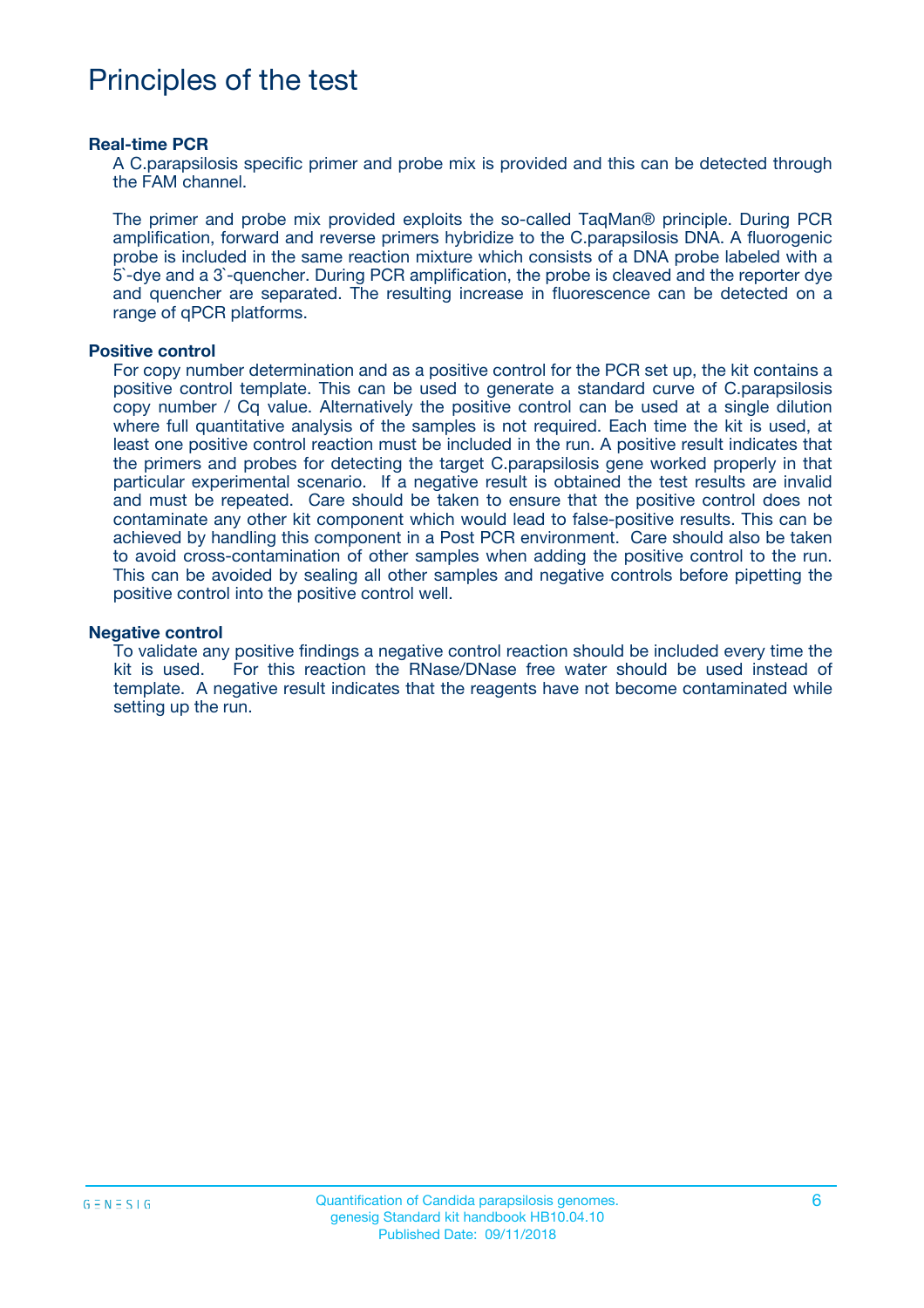# Principles of the test

### Real-time PCR

A C.parapsilosis specific primer and probe mix is provided and this can be detected through the FAM channel.

The primer and probe mix provided exploits the so-called TaqMan® principle. During PCR amplification, forward and reverse primers hybridize to the C.parapsilosis DNA. A fluorogenic probe is included in the same reaction mixture which consists of a DNA probe labeled with a 5`-dye and a 3`-quencher. During PCR amplification, the probe is cleaved and the reporter dye and quencher are separated. The resulting increase in fluorescence can be detected on a range of qPCR platforms.

### Positive control

For copy number determination and as a positive control for the PCR set up, the kit contains a positive control template. This can be used to generate a standard curve of C.parapsilosis copy number / Cq value. Alternatively the positive control can be used at a single dilution where full quantitative analysis of the samples is not required. Each time the kit is used, at least one positive control reaction must be included in the run. A positive result indicates that the primers and probes for detecting the target C.parapsilosis gene worked properly in that particular experimental scenario. If a negative result is obtained the test results are invalid and must be repeated. Care should be taken to ensure that the positive control does not contaminate any other kit component which would lead to false-positive results. This can be achieved by handling this component in a Post PCR environment. Care should also be taken to avoid cross-contamination of other samples when adding the positive control to the run. This can be avoided by sealing all other samples and negative controls before pipetting the positive control into the positive control well.

### Negative control

To validate any positive findings a negative control reaction should be included every time the kit is used. For this reaction the RNase/DNase free water should be used instead of template. A negative result indicates that the reagents have not become contaminated while setting up the run.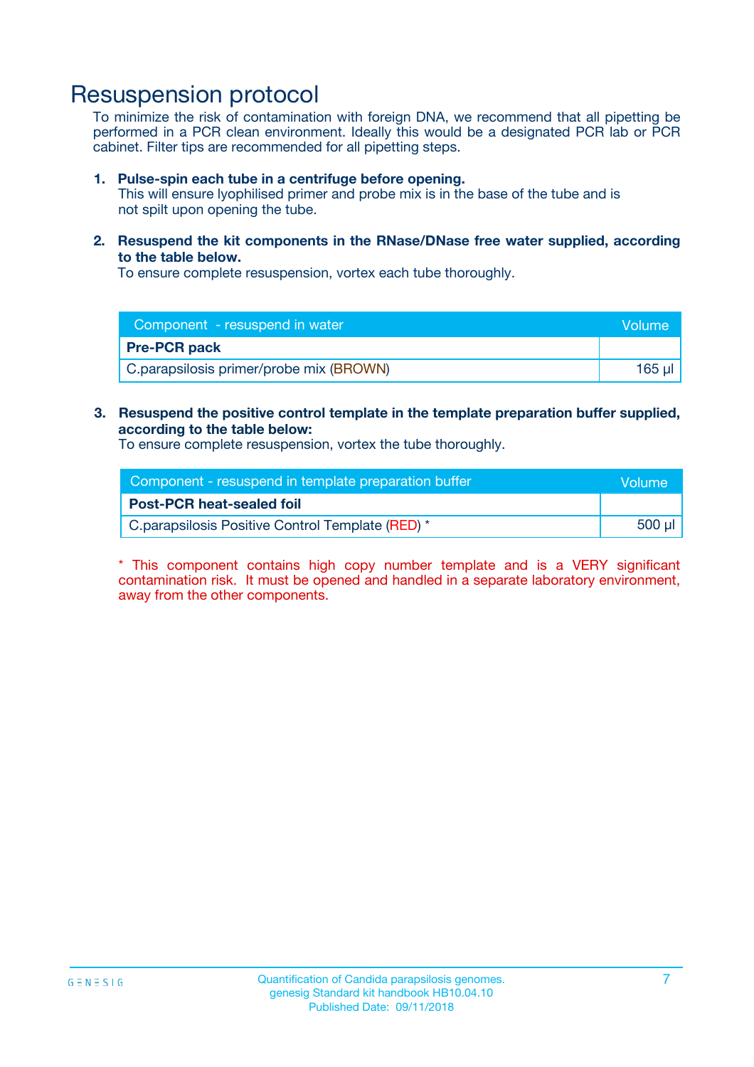# Resuspension protocol

To minimize the risk of contamination with foreign DNA, we recommend that all pipetting be performed in a PCR clean environment. Ideally this would be a designated PCR lab or PCR cabinet. Filter tips are recommended for all pipetting steps.

1. **Pulse-spin each tube in a centrifuge before opening.**
   This will ensure lyophilised primer and probe mix is in the base of the tube and is not spilt upon opening the tube.

2. **Resuspend the kit components in the RNase/DNase free water supplied, according to the table below.**
   To ensure complete resuspension, vortex each tube thoroughly.

| Component - resuspend in water | Volume |
| --- | --- |
| **Pre-PCR pack** | |
| C.parapsilosis primer/probe mix (BROWN) | 165 µl |

3. **Resuspend the positive control template in the template preparation buffer supplied, according to the table below:**
   To ensure complete resuspension, vortex the tube thoroughly.

| Component - resuspend in template preparation buffer | Volume |
| --- | --- |
| **Post-PCR heat-sealed foil** | |
| C.parapsilosis Positive Control Template (RED) * | 500 µl |

* This component contains high copy number template and is a VERY significant contamination risk. It must be opened and handled in a separate laboratory environment, away from the other components.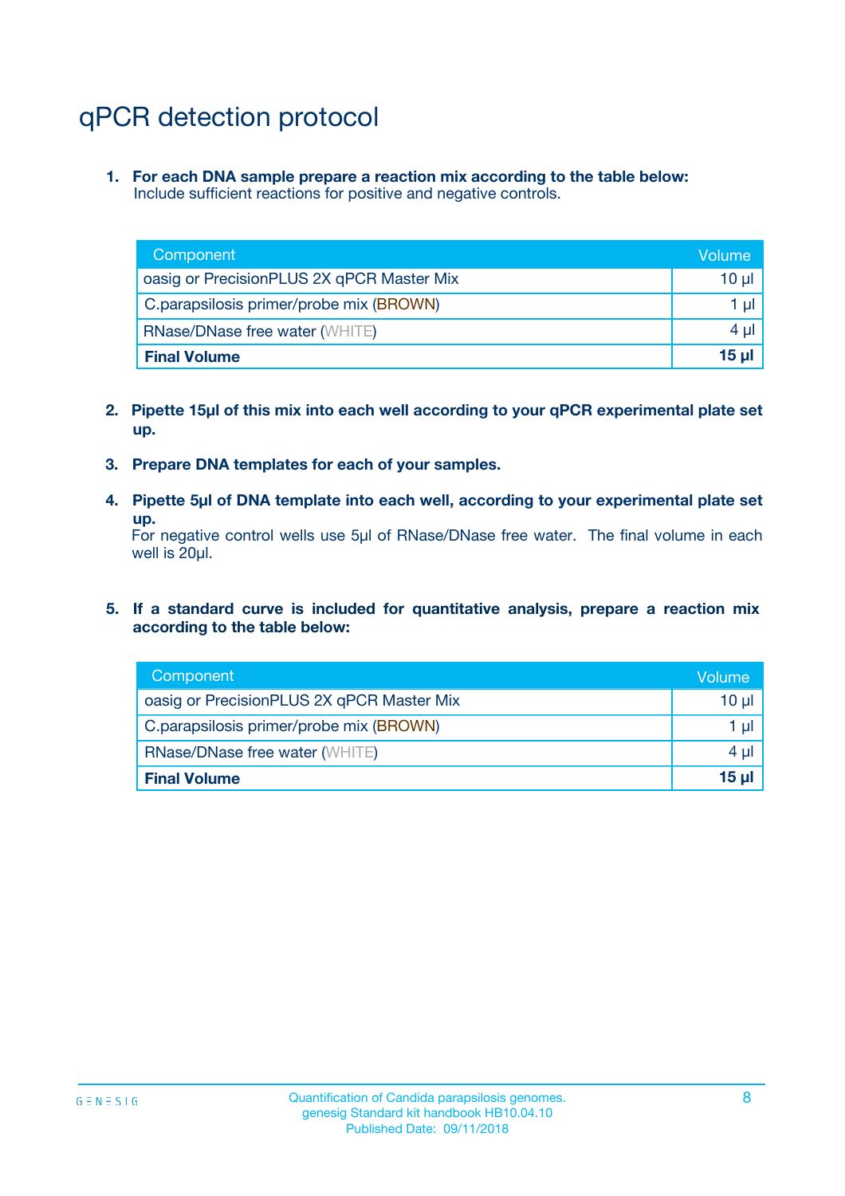# qPCR detection protocol

1. **For each DNA sample prepare a reaction mix according to the table below:**
   Include sufficient reactions for positive and negative controls.

| Component | Volume |
|---|---|
| oasig or PrecisionPLUS 2X qPCR Master Mix | 10 µl |
| C.parapsilosis primer/probe mix (BROWN) | 1 µl |
| RNase/DNase free water (WHITE) | 4 µl |
| **Final Volume** | **15 µl** |

2. **Pipette 15µl of this mix into each well according to your qPCR experimental plate set up.**

3. **Prepare DNA templates for each of your samples.**

4. **Pipette 5µl of DNA template into each well, according to your experimental plate set up.**
   For negative control wells use 5µl of RNase/DNase free water. The final volume in each well is 20µl.

5. **If a standard curve is included for quantitative analysis, prepare a reaction mix according to the table below:**

| Component | Volume |
|---|---|
| oasig or PrecisionPLUS 2X qPCR Master Mix | 10 µl |
| C.parapsilosis primer/probe mix (BROWN) | 1 µl |
| RNase/DNase free water (WHITE) | 4 µl |
| **Final Volume** | **15 µl** |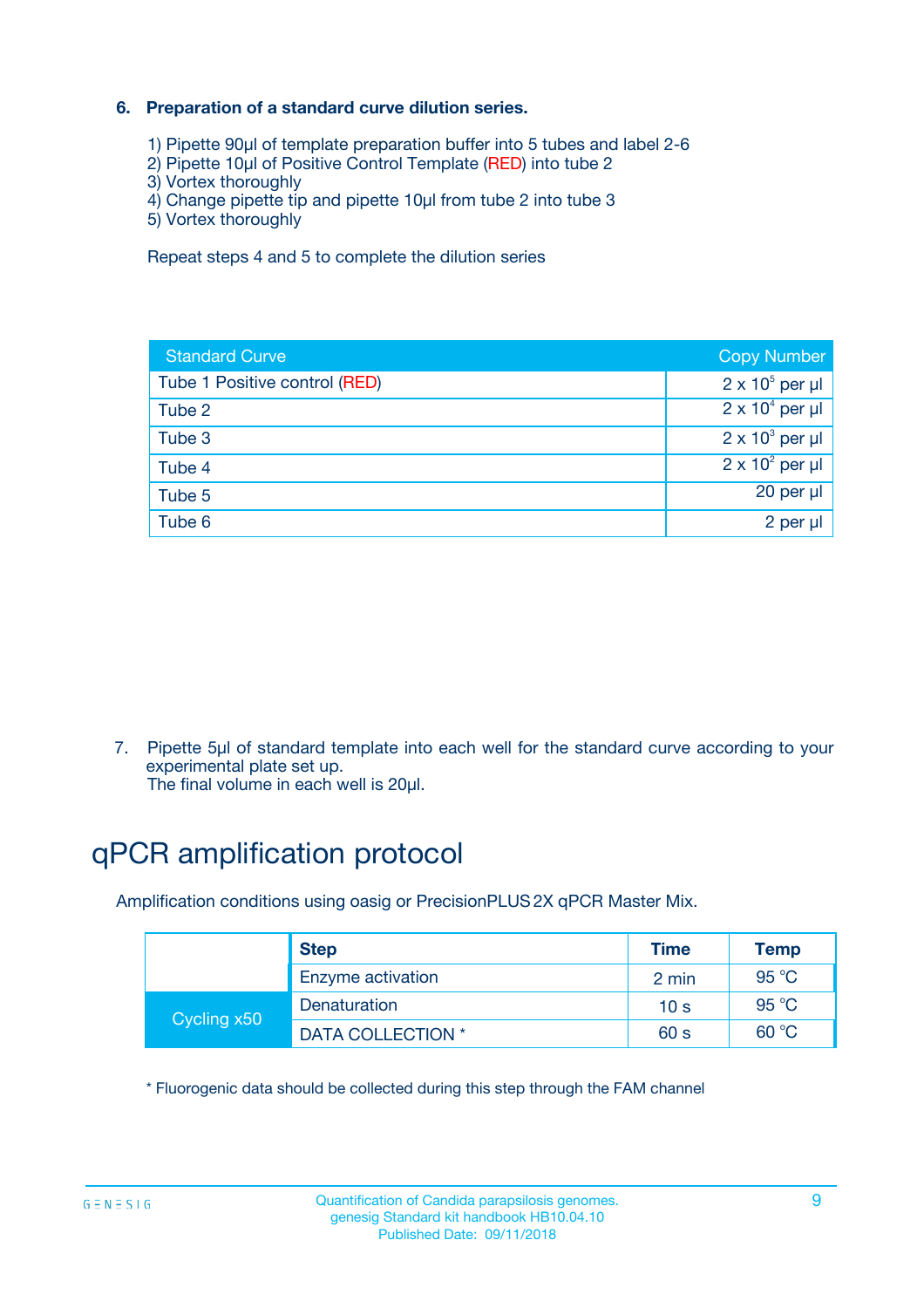### 6. Preparation of a standard curve dilution series.

1) Pipette 90µl of template preparation buffer into 5 tubes and label 2-6
2) Pipette 10µl of Positive Control Template (RED) into tube 2
3) Vortex thoroughly
4) Change pipette tip and pipette 10µl from tube 2 into tube 3
5) Vortex thoroughly

Repeat steps 4 and 5 to complete the dilution series

| Standard Curve | Copy Number |
|---|---|
| Tube 1 Positive control (RED) | $2 \times 10^5$ per µl |
| Tube 2 | $2 \times 10^4$ per µl |
| Tube 3 | $2 \times 10^3$ per µl |
| Tube 4 | $2 \times 10^2$ per µl |
| Tube 5 | 20 per µl |
| Tube 6 | 2 per µl |

7. Pipette 5µl of standard template into each well for the standard curve according to your experimental plate set up.
   The final volume in each well is 20µl.

# qPCR amplification protocol

Amplification conditions using oasig or PrecisionPLUS 2X qPCR Master Mix.

| | Step | Time | Temp |
|---|---|---|---|
| | Enzyme activation | 2 min | 95 °C |
| Cycling x50 | Denaturation | 10 s | 95 °C |
| | DATA COLLECTION * | 60 s | 60 °C |

* Fluorogenic data should be collected during this step through the FAM channel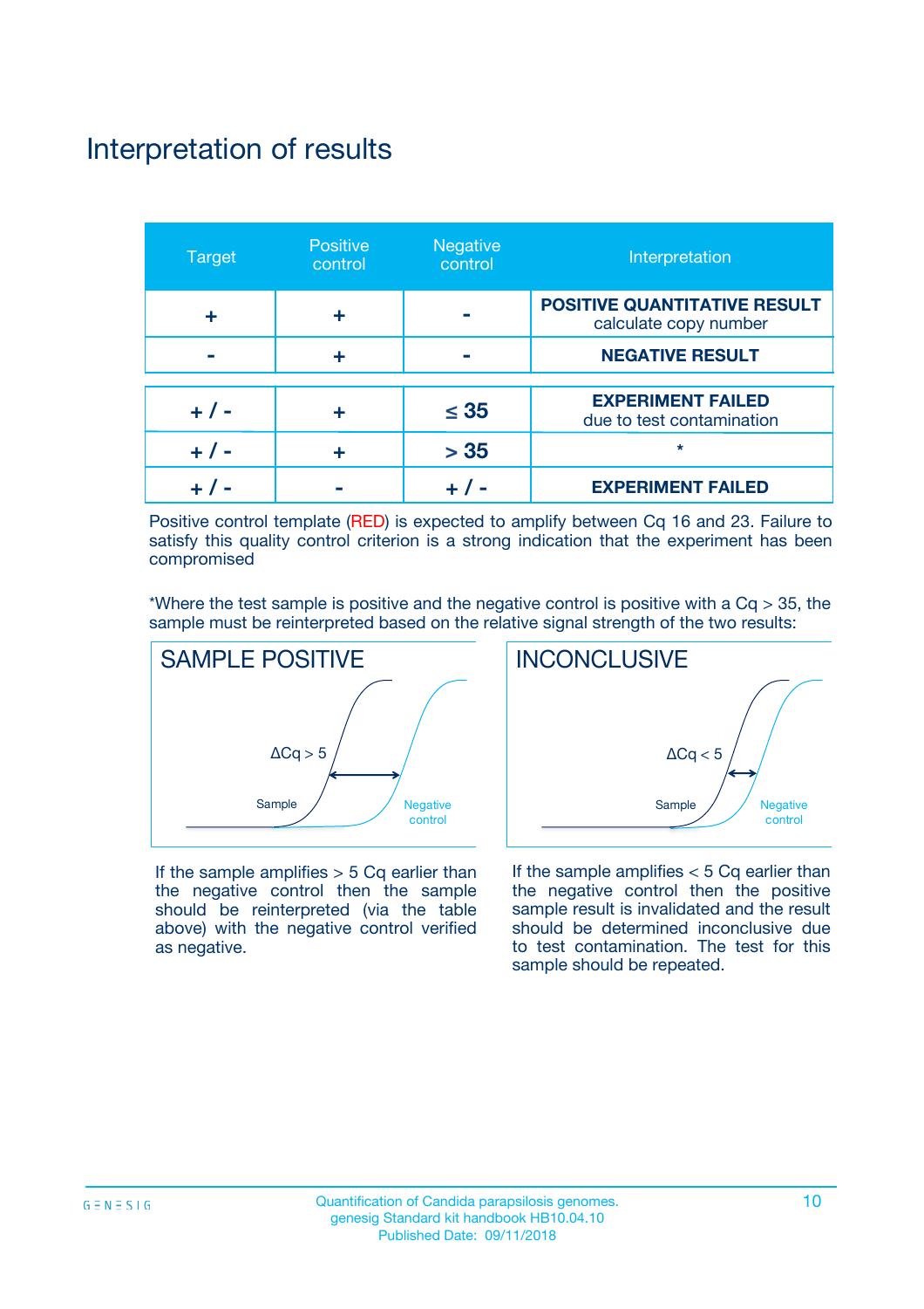# Interpretation of results

| Target | Positive control | Negative control | Interpretation |
|---|---|---|---|
| + | + | - | **POSITIVE QUANTITATIVE RESULT** calculate copy number |
| - | + | - | **NEGATIVE RESULT** |
| + / - | + | ≤ 35 | **EXPERIMENT FAILED** due to test contamination |
| + / - | + | > 35 | * |
| + / - | - | + / - | **EXPERIMENT FAILED** |

Positive control template (RED) is expected to amplify between Cq 16 and 23. Failure to satisfy this quality control criterion is a strong indication that the experiment has been compromised

*Where the test sample is positive and the negative control is positive with a Cq > 35, the sample must be reinterpreted based on the relative signal strength of the two results:

SAMPLE POSITIVE

ΔCq > 5

Sample

Negative control

If the sample amplifies > 5 Cq earlier than the negative control then the sample should be reinterpreted (via the table above) with the negative control verified as negative.

INCONCLUSIVE

ΔCq < 5

Sample

Negative control

If the sample amplifies < 5 Cq earlier than the negative control then the positive sample result is invalidated and the result should be determined inconclusive due to test contamination. The test for this sample should be repeated.